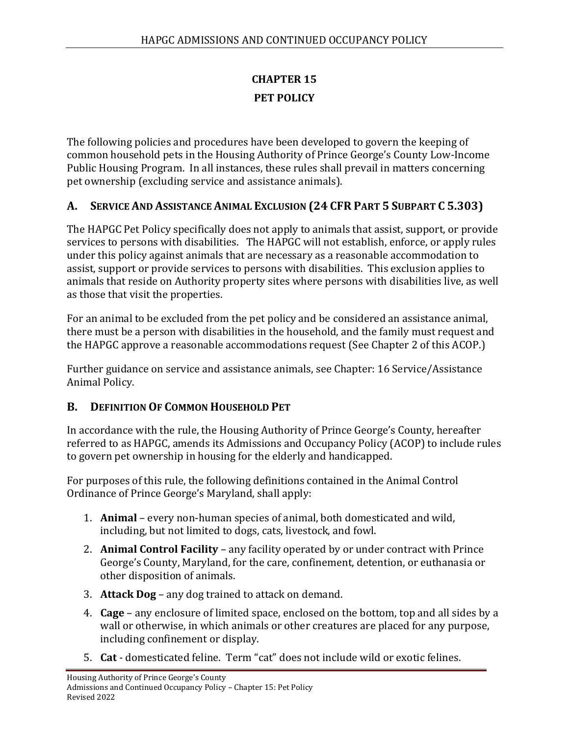# CHAPTER 15

# PET POLICY

The following policies and procedures have been developed to govern the keeping of common household pets in the Housing Authority of Prince George's County Low-Income Public Housing Program. In all instances, these rules shall prevail in matters concerning pet ownership (excluding service and assistance animals).

## A. Service And Assistance Animal Exclusion (24 CFR Part 5 Subpart C 5.303)

The HAPGC Pet Policy specifically does not apply to animals that assist, support, or provide services to persons with disabilities. The HAPGC will not establish, enforce, or apply rules under this policy against animals that are necessary as a reasonable accommodation to assist, support or provide services to persons with disabilities. This exclusion applies to animals that reside on Authority property sites where persons with disabilities live, as well as those that visit the properties.

For an animal to be excluded from the pet policy and be considered an assistance animal, there must be a person with disabilities in the household, and the family must request and the HAPGC approve a reasonable accommodations request (See Chapter 2 of this ACOP.)

Further guidance on service and assistance animals, see Chapter: 16 Service/Assistance Animal Policy.

## B. Definition Of Common Household Pet

In accordance with the rule, the Housing Authority of Prince George's County, hereafter referred to as HAPGC, amends its Admissions and Occupancy Policy (ACOP) to include rules to govern pet ownership in housing for the elderly and handicapped.

For purposes of this rule, the following definitions contained in the Animal Control Ordinance of Prince George's Maryland, shall apply:

1. **Animal** – every non-human species of animal, both domesticated and wild, including, but not limited to dogs, cats, livestock, and fowl.
2. **Animal Control Facility** – any facility operated by or under contract with Prince George's County, Maryland, for the care, confinement, detention, or euthanasia or other disposition of animals.
3. **Attack Dog** – any dog trained to attack on demand.
4. **Cage** – any enclosure of limited space, enclosed on the bottom, top and all sides by a wall or otherwise, in which animals or other creatures are placed for any purpose, including confinement or display.
5. **Cat** - domesticated feline. Term "cat" does not include wild or exotic felines.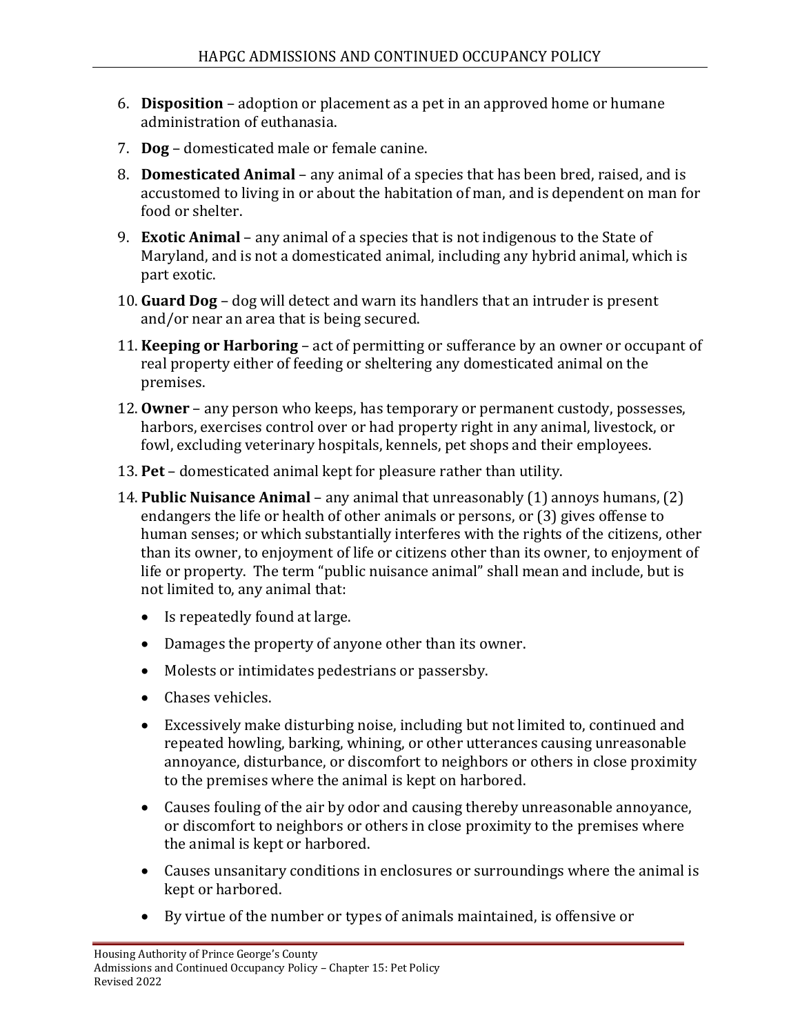6. **Disposition** – adoption or placement as a pet in an approved home or humane administration of euthanasia.
7. **Dog** – domesticated male or female canine.
8. **Domesticated Animal** – any animal of a species that has been bred, raised, and is accustomed to living in or about the habitation of man, and is dependent on man for food or shelter.
9. **Exotic Animal** – any animal of a species that is not indigenous to the State of Maryland, and is not a domesticated animal, including any hybrid animal, which is part exotic.
10. **Guard Dog** – dog will detect and warn its handlers that an intruder is present and/or near an area that is being secured.
11. **Keeping or Harboring** – act of permitting or sufferance by an owner or occupant of real property either of feeding or sheltering any domesticated animal on the premises.
12. **Owner** – any person who keeps, has temporary or permanent custody, possesses, harbors, exercises control over or had property right in any animal, livestock, or fowl, excluding veterinary hospitals, kennels, pet shops and their employees.
13. **Pet** – domesticated animal kept for pleasure rather than utility.
14. **Public Nuisance Animal** – any animal that unreasonably (1) annoys humans, (2) endangers the life or health of other animals or persons, or (3) gives offense to human senses; or which substantially interferes with the rights of the citizens, other than its owner, to enjoyment of life or citizens other than its owner, to enjoyment of life or property. The term "public nuisance animal" shall mean and include, but is not limited to, any animal that:
    - Is repeatedly found at large.
    - Damages the property of anyone other than its owner.
    - Molests or intimidates pedestrians or passersby.
    - Chases vehicles.
    - Excessively make disturbing noise, including but not limited to, continued and repeated howling, barking, whining, or other utterances causing unreasonable annoyance, disturbance, or discomfort to neighbors or others in close proximity to the premises where the animal is kept on harbored.
    - Causes fouling of the air by odor and causing thereby unreasonable annoyance, or discomfort to neighbors or others in close proximity to the premises where the animal is kept or harbored.
    - Causes unsanitary conditions in enclosures or surroundings where the animal is kept or harbored.
    - By virtue of the number or types of animals maintained, is offensive or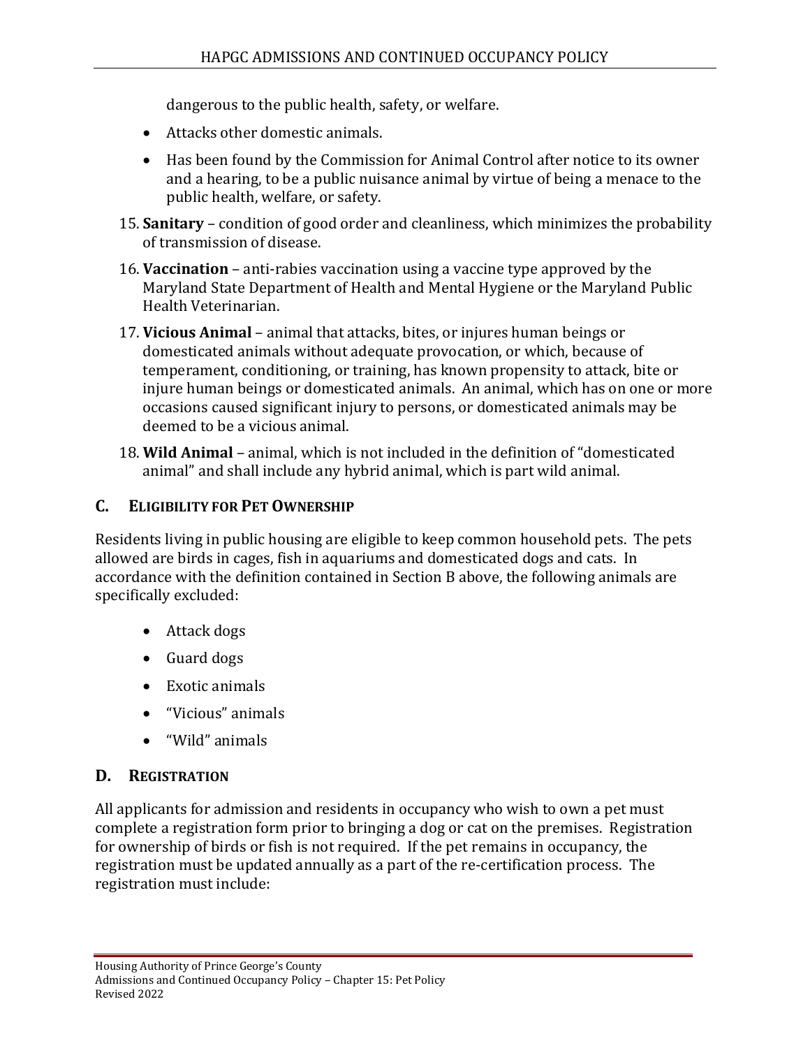dangerous to the public health, safety, or welfare.

- Attacks other domestic animals.
- Has been found by the Commission for Animal Control after notice to its owner and a hearing, to be a public nuisance animal by virtue of being a menace to the public health, welfare, or safety.

15. **Sanitary** – condition of good order and cleanliness, which minimizes the probability of transmission of disease.
16. **Vaccination** – anti-rabies vaccination using a vaccine type approved by the Maryland State Department of Health and Mental Hygiene or the Maryland Public Health Veterinarian.
17. **Vicious Animal** – animal that attacks, bites, or injures human beings or domesticated animals without adequate provocation, or which, because of temperament, conditioning, or training, has known propensity to attack, bite or injure human beings or domesticated animals. An animal, which has on one or more occasions caused significant injury to persons, or domesticated animals may be deemed to be a vicious animal.
18. **Wild Animal** – animal, which is not included in the definition of "domesticated animal" and shall include any hybrid animal, which is part wild animal.

## C. Eligibility for Pet Ownership

Residents living in public housing are eligible to keep common household pets. The pets allowed are birds in cages, fish in aquariums and domesticated dogs and cats. In accordance with the definition contained in Section B above, the following animals are specifically excluded:

- Attack dogs
- Guard dogs
- Exotic animals
- "Vicious" animals
- "Wild" animals

## D. Registration

All applicants for admission and residents in occupancy who wish to own a pet must complete a registration form prior to bringing a dog or cat on the premises. Registration for ownership of birds or fish is not required. If the pet remains in occupancy, the registration must be updated annually as a part of the re-certification process. The registration must include: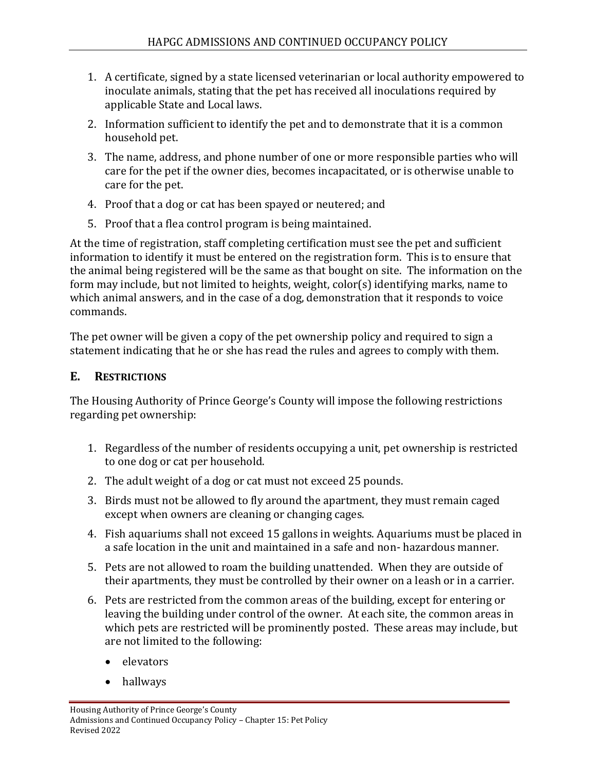1. A certificate, signed by a state licensed veterinarian or local authority empowered to inoculate animals, stating that the pet has received all inoculations required by applicable State and Local laws.
2. Information sufficient to identify the pet and to demonstrate that it is a common household pet.
3. The name, address, and phone number of one or more responsible parties who will care for the pet if the owner dies, becomes incapacitated, or is otherwise unable to care for the pet.
4. Proof that a dog or cat has been spayed or neutered; and
5. Proof that a flea control program is being maintained.

At the time of registration, staff completing certification must see the pet and sufficient information to identify it must be entered on the registration form. This is to ensure that the animal being registered will be the same as that bought on site. The information on the form may include, but not limited to heights, weight, color(s) identifying marks, name to which animal answers, and in the case of a dog, demonstration that it responds to voice commands.

The pet owner will be given a copy of the pet ownership policy and required to sign a statement indicating that he or she has read the rules and agrees to comply with them.

## E. Restrictions

The Housing Authority of Prince George's County will impose the following restrictions regarding pet ownership:

1. Regardless of the number of residents occupying a unit, pet ownership is restricted to one dog or cat per household.
2. The adult weight of a dog or cat must not exceed 25 pounds.
3. Birds must not be allowed to fly around the apartment, they must remain caged except when owners are cleaning or changing cages.
4. Fish aquariums shall not exceed 15 gallons in weights. Aquariums must be placed in a safe location in the unit and maintained in a safe and non- hazardous manner.
5. Pets are not allowed to roam the building unattended. When they are outside of their apartments, they must be controlled by their owner on a leash or in a carrier.
6. Pets are restricted from the common areas of the building, except for entering or leaving the building under control of the owner. At each site, the common areas in which pets are restricted will be prominently posted. These areas may include, but are not limited to the following:
    - elevators
    - hallways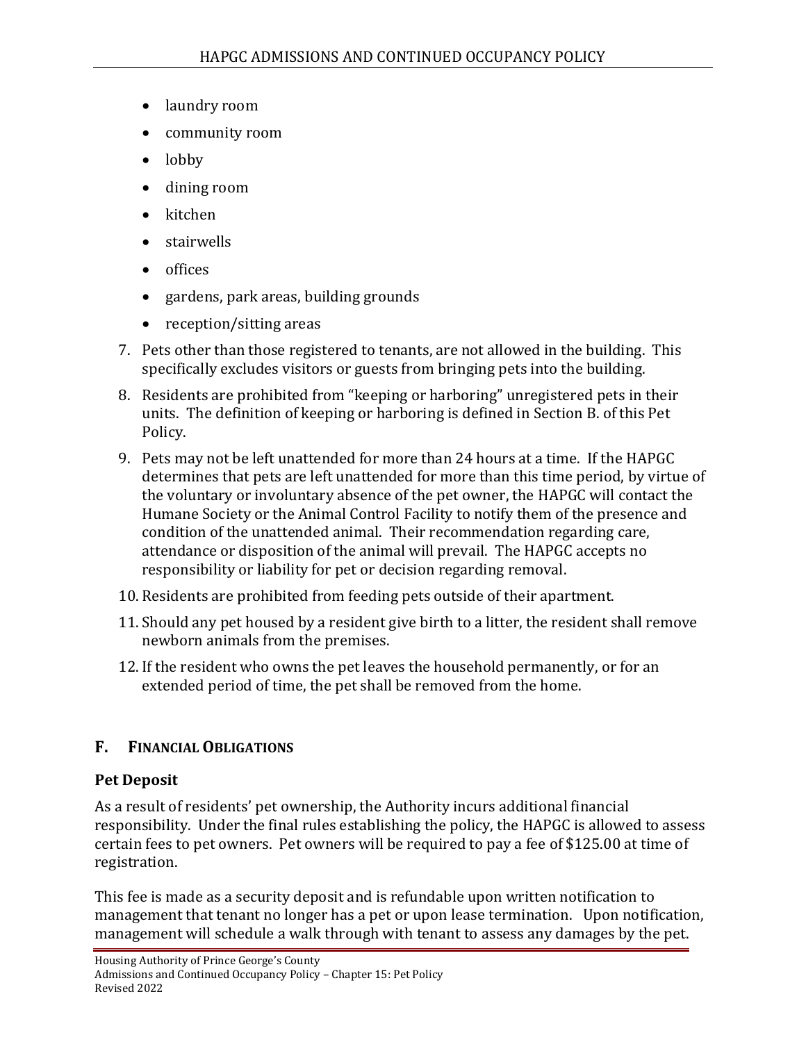- laundry room
- community room
- lobby
- dining room
- kitchen
- stairwells
- offices
- gardens, park areas, building grounds
- reception/sitting areas

7. Pets other than those registered to tenants, are not allowed in the building. This specifically excludes visitors or guests from bringing pets into the building.
8. Residents are prohibited from "keeping or harboring" unregistered pets in their units. The definition of keeping or harboring is defined in Section B. of this Pet Policy.
9. Pets may not be left unattended for more than 24 hours at a time. If the HAPGC determines that pets are left unattended for more than this time period, by virtue of the voluntary or involuntary absence of the pet owner, the HAPGC will contact the Humane Society or the Animal Control Facility to notify them of the presence and condition of the unattended animal. Their recommendation regarding care, attendance or disposition of the animal will prevail. The HAPGC accepts no responsibility or liability for pet or decision regarding removal.
10. Residents are prohibited from feeding pets outside of their apartment.
11. Should any pet housed by a resident give birth to a litter, the resident shall remove newborn animals from the premises.
12. If the resident who owns the pet leaves the household permanently, or for an extended period of time, the pet shall be removed from the home.

## F. FINANCIAL OBLIGATIONS

### Pet Deposit

As a result of residents' pet ownership, the Authority incurs additional financial responsibility. Under the final rules establishing the policy, the HAPGC is allowed to assess certain fees to pet owners. Pet owners will be required to pay a fee of $125.00 at time of registration.

This fee is made as a security deposit and is refundable upon written notification to management that tenant no longer has a pet or upon lease termination. Upon notification, management will schedule a walk through with tenant to assess any damages by the pet.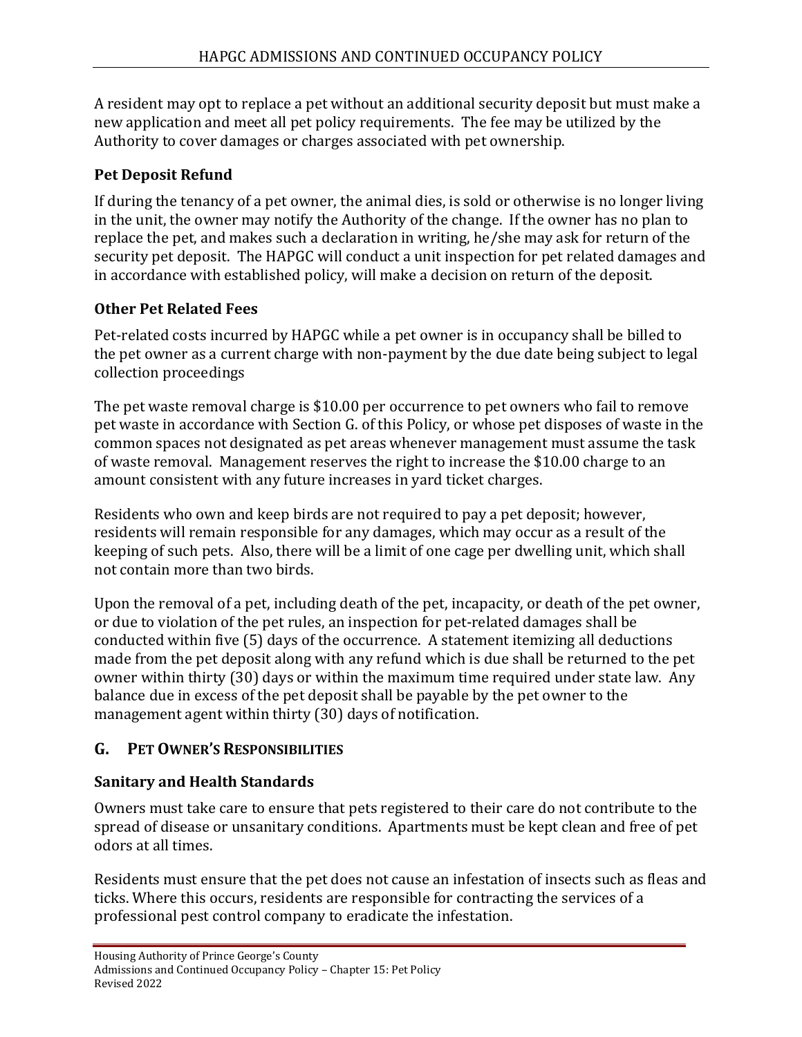A resident may opt to replace a pet without an additional security deposit but must make a new application and meet all pet policy requirements. The fee may be utilized by the Authority to cover damages or charges associated with pet ownership.

### Pet Deposit Refund

If during the tenancy of a pet owner, the animal dies, is sold or otherwise is no longer living in the unit, the owner may notify the Authority of the change. If the owner has no plan to replace the pet, and makes such a declaration in writing, he/she may ask for return of the security pet deposit. The HAPGC will conduct a unit inspection for pet related damages and in accordance with established policy, will make a decision on return of the deposit.

### Other Pet Related Fees

Pet-related costs incurred by HAPGC while a pet owner is in occupancy shall be billed to the pet owner as a current charge with non-payment by the due date being subject to legal collection proceedings

The pet waste removal charge is $10.00 per occurrence to pet owners who fail to remove pet waste in accordance with Section G. of this Policy, or whose pet disposes of waste in the common spaces not designated as pet areas whenever management must assume the task of waste removal. Management reserves the right to increase the $10.00 charge to an amount consistent with any future increases in yard ticket charges.

Residents who own and keep birds are not required to pay a pet deposit; however, residents will remain responsible for any damages, which may occur as a result of the keeping of such pets. Also, there will be a limit of one cage per dwelling unit, which shall not contain more than two birds.

Upon the removal of a pet, including death of the pet, incapacity, or death of the pet owner, or due to violation of the pet rules, an inspection for pet-related damages shall be conducted within five (5) days of the occurrence. A statement itemizing all deductions made from the pet deposit along with any refund which is due shall be returned to the pet owner within thirty (30) days or within the maximum time required under state law. Any balance due in excess of the pet deposit shall be payable by the pet owner to the management agent within thirty (30) days of notification.

## G. PET OWNER'S RESPONSIBILITIES

### Sanitary and Health Standards

Owners must take care to ensure that pets registered to their care do not contribute to the spread of disease or unsanitary conditions. Apartments must be kept clean and free of pet odors at all times.

Residents must ensure that the pet does not cause an infestation of insects such as fleas and ticks. Where this occurs, residents are responsible for contracting the services of a professional pest control company to eradicate the infestation.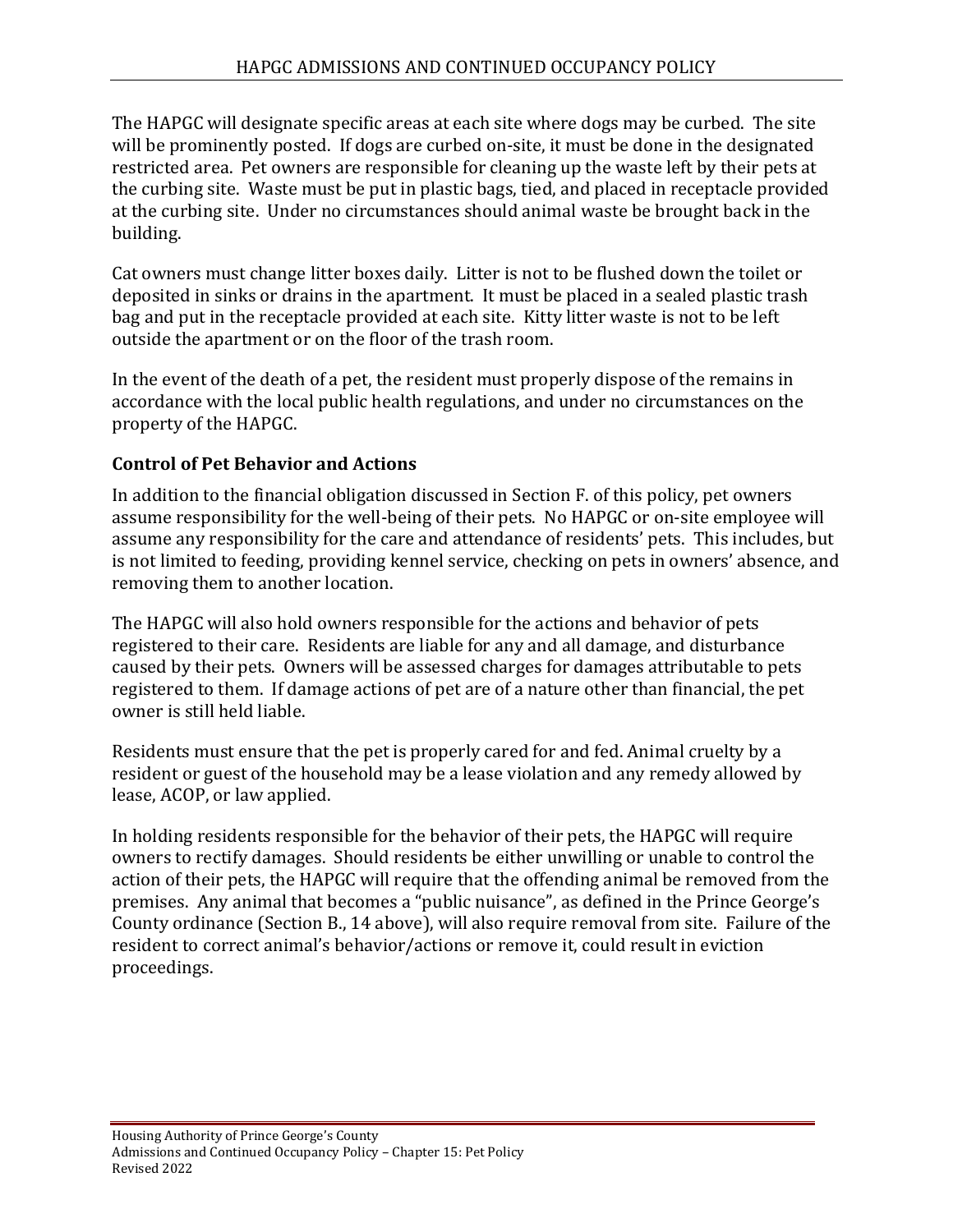The HAPGC will designate specific areas at each site where dogs may be curbed. The site will be prominently posted. If dogs are curbed on-site, it must be done in the designated restricted area. Pet owners are responsible for cleaning up the waste left by their pets at the curbing site. Waste must be put in plastic bags, tied, and placed in receptacle provided at the curbing site. Under no circumstances should animal waste be brought back in the building.

Cat owners must change litter boxes daily. Litter is not to be flushed down the toilet or deposited in sinks or drains in the apartment. It must be placed in a sealed plastic trash bag and put in the receptacle provided at each site. Kitty litter waste is not to be left outside the apartment or on the floor of the trash room.

In the event of the death of a pet, the resident must properly dispose of the remains in accordance with the local public health regulations, and under no circumstances on the property of the HAPGC.

### Control of Pet Behavior and Actions

In addition to the financial obligation discussed in Section F. of this policy, pet owners assume responsibility for the well-being of their pets. No HAPGC or on-site employee will assume any responsibility for the care and attendance of residents' pets. This includes, but is not limited to feeding, providing kennel service, checking on pets in owners' absence, and removing them to another location.

The HAPGC will also hold owners responsible for the actions and behavior of pets registered to their care. Residents are liable for any and all damage, and disturbance caused by their pets. Owners will be assessed charges for damages attributable to pets registered to them. If damage actions of pet are of a nature other than financial, the pet owner is still held liable.

Residents must ensure that the pet is properly cared for and fed. Animal cruelty by a resident or guest of the household may be a lease violation and any remedy allowed by lease, ACOP, or law applied.

In holding residents responsible for the behavior of their pets, the HAPGC will require owners to rectify damages. Should residents be either unwilling or unable to control the action of their pets, the HAPGC will require that the offending animal be removed from the premises. Any animal that becomes a "public nuisance", as defined in the Prince George's County ordinance (Section B., 14 above), will also require removal from site. Failure of the resident to correct animal's behavior/actions or remove it, could result in eviction proceedings.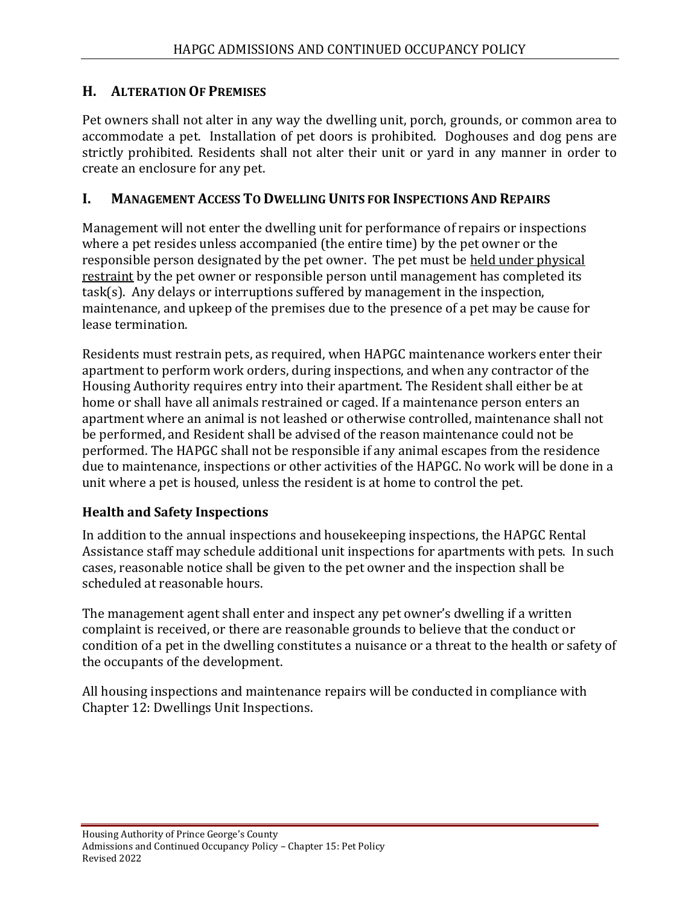## H. ALTERATION OF PREMISES

Pet owners shall not alter in any way the dwelling unit, porch, grounds, or common area to accommodate a pet. Installation of pet doors is prohibited. Doghouses and dog pens are strictly prohibited. Residents shall not alter their unit or yard in any manner in order to create an enclosure for any pet.

## I. MANAGEMENT ACCESS TO DWELLING UNITS FOR INSPECTIONS AND REPAIRS

Management will not enter the dwelling unit for performance of repairs or inspections where a pet resides unless accompanied (the entire time) by the pet owner or the responsible person designated by the pet owner. The pet must be held under physical restraint by the pet owner or responsible person until management has completed its task(s). Any delays or interruptions suffered by management in the inspection, maintenance, and upkeep of the premises due to the presence of a pet may be cause for lease termination.

Residents must restrain pets, as required, when HAPGC maintenance workers enter their apartment to perform work orders, during inspections, and when any contractor of the Housing Authority requires entry into their apartment. The Resident shall either be at home or shall have all animals restrained or caged. If a maintenance person enters an apartment where an animal is not leashed or otherwise controlled, maintenance shall not be performed, and Resident shall be advised of the reason maintenance could not be performed. The HAPGC shall not be responsible if any animal escapes from the residence due to maintenance, inspections or other activities of the HAPGC. No work will be done in a unit where a pet is housed, unless the resident is at home to control the pet.

### Health and Safety Inspections

In addition to the annual inspections and housekeeping inspections, the HAPGC Rental Assistance staff may schedule additional unit inspections for apartments with pets. In such cases, reasonable notice shall be given to the pet owner and the inspection shall be scheduled at reasonable hours.

The management agent shall enter and inspect any pet owner's dwelling if a written complaint is received, or there are reasonable grounds to believe that the conduct or condition of a pet in the dwelling constitutes a nuisance or a threat to the health or safety of the occupants of the development.

All housing inspections and maintenance repairs will be conducted in compliance with Chapter 12: Dwellings Unit Inspections.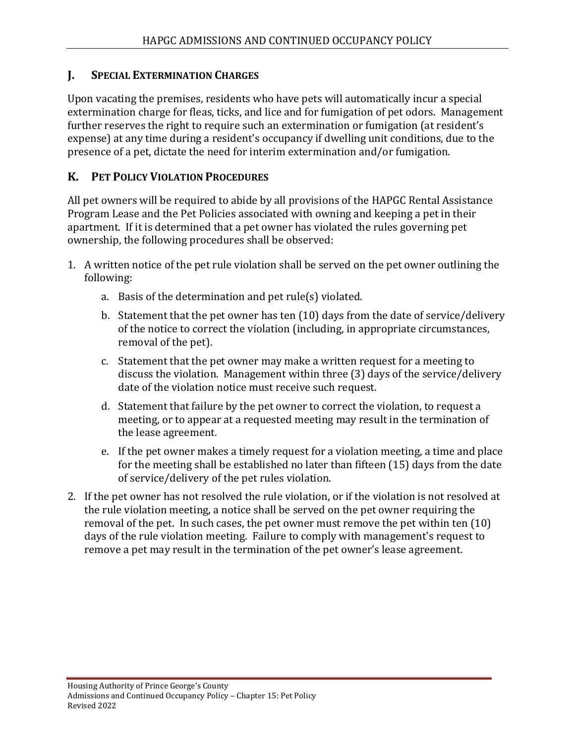## J. SPECIAL EXTERMINATION CHARGES

Upon vacating the premises, residents who have pets will automatically incur a special extermination charge for fleas, ticks, and lice and for fumigation of pet odors. Management further reserves the right to require such an extermination or fumigation (at resident's expense) at any time during a resident's occupancy if dwelling unit conditions, due to the presence of a pet, dictate the need for interim extermination and/or fumigation.

## K. PET POLICY VIOLATION PROCEDURES

All pet owners will be required to abide by all provisions of the HAPGC Rental Assistance Program Lease and the Pet Policies associated with owning and keeping a pet in their apartment. If it is determined that a pet owner has violated the rules governing pet ownership, the following procedures shall be observed:

1. A written notice of the pet rule violation shall be served on the pet owner outlining the following:
    a. Basis of the determination and pet rule(s) violated.
    b. Statement that the pet owner has ten (10) days from the date of service/delivery of the notice to correct the violation (including, in appropriate circumstances, removal of the pet).
    c. Statement that the pet owner may make a written request for a meeting to discuss the violation. Management within three (3) days of the service/delivery date of the violation notice must receive such request.
    d. Statement that failure by the pet owner to correct the violation, to request a meeting, or to appear at a requested meeting may result in the termination of the lease agreement.
    e. If the pet owner makes a timely request for a violation meeting, a time and place for the meeting shall be established no later than fifteen (15) days from the date of service/delivery of the pet rules violation.
2. If the pet owner has not resolved the rule violation, or if the violation is not resolved at the rule violation meeting, a notice shall be served on the pet owner requiring the removal of the pet. In such cases, the pet owner must remove the pet within ten (10) days of the rule violation meeting. Failure to comply with management's request to remove a pet may result in the termination of the pet owner's lease agreement.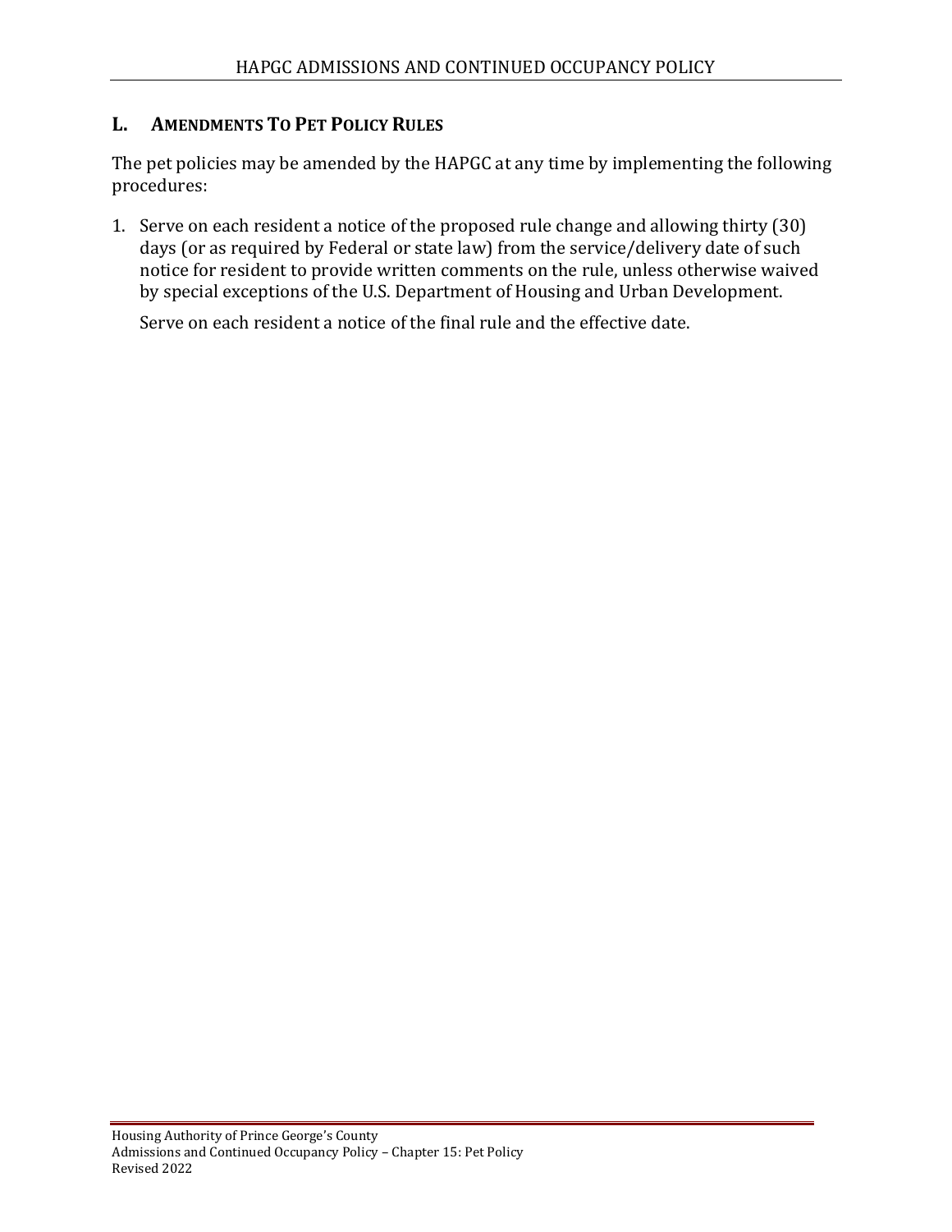## L. AMENDMENTS TO PET POLICY RULES

The pet policies may be amended by the HAPGC at any time by implementing the following procedures:

1. Serve on each resident a notice of the proposed rule change and allowing thirty (30) days (or as required by Federal or state law) from the service/delivery date of such notice for resident to provide written comments on the rule, unless otherwise waived by special exceptions of the U.S. Department of Housing and Urban Development.

   Serve on each resident a notice of the final rule and the effective date.